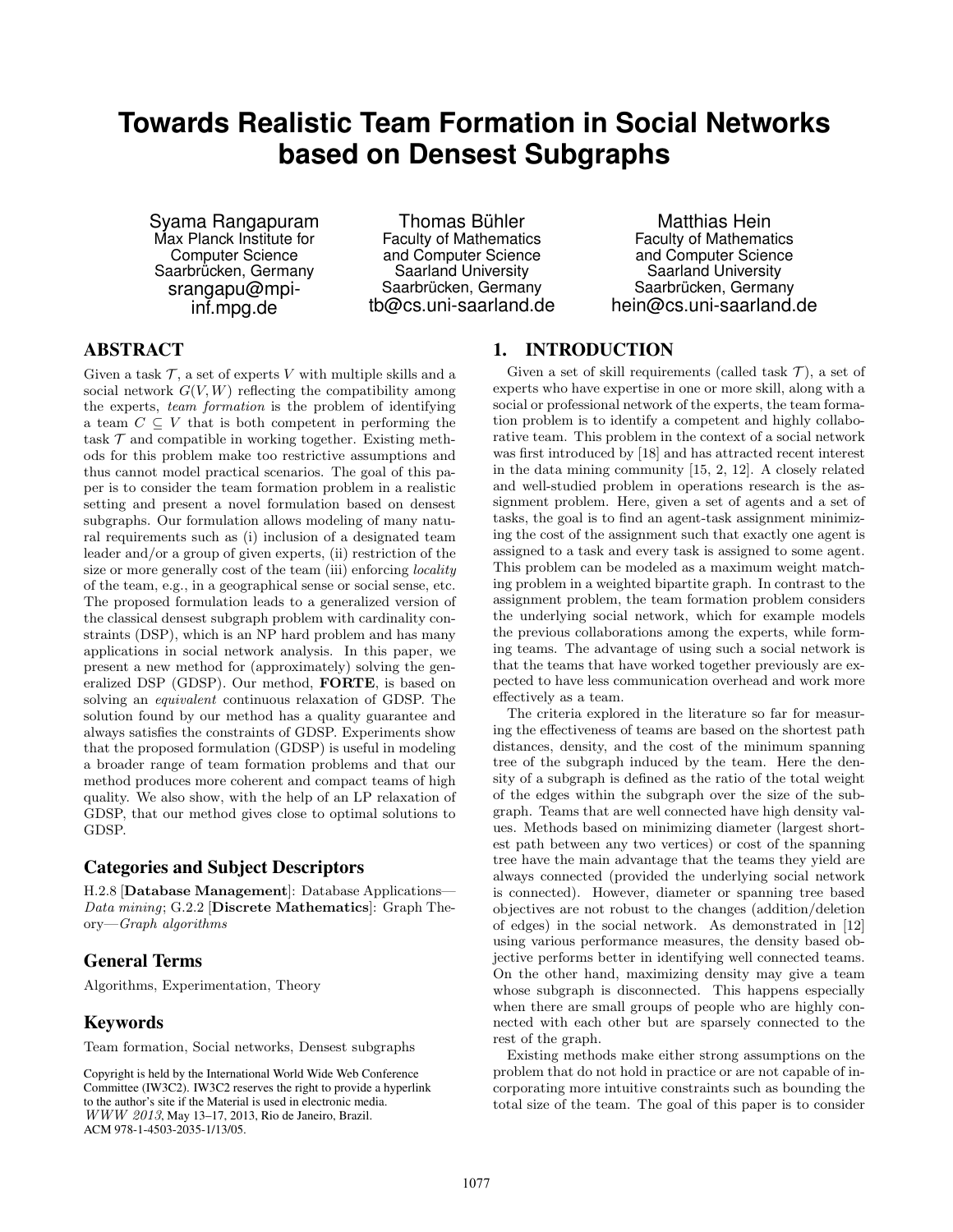# Towards Realistic Team Formation in Social Networks based on Densest Subgraphs

Syama Rangapuram
Max Planck Institute for Computer Science
Saarbrücken, Germany
srangapu@mpi-inf.mpg.de

Thomas Bühler
Faculty of Mathematics and Computer Science
Saarland University
Saarbrücken, Germany
tb@cs.uni-saarland.de

Matthias Hein
Faculty of Mathematics and Computer Science
Saarland University
Saarbrücken, Germany
hein@cs.uni-saarland.de

## ABSTRACT

Given a task $\mathcal{T}$, a set of experts $V$ with multiple skills and a social network $G(V, W)$ reflecting the compatibility among the experts, *team formation* is the problem of identifying a team $C \subseteq V$ that is both competent in performing the task $\mathcal{T}$ and compatible in working together. Existing methods for this problem make too restrictive assumptions and thus cannot model practical scenarios. The goal of this paper is to consider the team formation problem in a realistic setting and present a novel formulation based on densest subgraphs. Our formulation allows modeling of many natural requirements such as (i) inclusion of a designated team leader and/or a group of given experts, (ii) restriction of the size or more generally cost of the team (iii) enforcing *locality* of the team, e.g., in a geographical sense or social sense, etc. The proposed formulation leads to a generalized version of the classical densest subgraph problem with cardinality constraints (DSP), which is an NP hard problem and has many applications in social network analysis. In this paper, we present a new method for (approximately) solving the generalized DSP (GDSP). Our method, **FORTE**, is based on solving an *equivalent* continuous relaxation of GDSP. The solution found by our method has a quality guarantee and always satisfies the constraints of GDSP. Experiments show that the proposed formulation (GDSP) is useful in modeling a broader range of team formation problems and that our method produces more coherent and compact teams of high quality. We also show, with the help of an LP relaxation of GDSP, that our method gives close to optimal solutions to GDSP.

### Categories and Subject Descriptors

H.2.8 [**Database Management**]: Database Applications—*Data mining*; G.2.2 [**Discrete Mathematics**]: Graph Theory—*Graph algorithms*

### General Terms

Algorithms, Experimentation, Theory

### Keywords

Team formation, Social networks, Densest subgraphs

Copyright is held by the International World Wide Web Conference Committee (IW3C2). IW3C2 reserves the right to provide a hyperlink to the author's site if the Material is used in electronic media.
*WWW 2013*, May 13–17, 2013, Rio de Janeiro, Brazil.
ACM 978-1-4503-2035-1/13/05.

## 1. INTRODUCTION

Given a set of skill requirements (called task $\mathcal{T}$), a set of experts who have expertise in one or more skill, along with a social or professional network of the experts, the team formation problem is to identify a competent and highly collaborative team. This problem in the context of a social network was first introduced by [18] and has attracted recent interest in the data mining community [15, 2, 12]. A closely related and well-studied problem in operations research is the assignment problem. Here, given a set of agents and a set of tasks, the goal is to find an agent-task assignment minimizing the cost of the assignment such that exactly one agent is assigned to a task and every task is assigned to some agent. This problem can be modeled as a maximum weight matching problem in a weighted bipartite graph. In contrast to the assignment problem, the team formation problem considers the underlying social network, which for example models the previous collaborations among the experts, while forming teams. The advantage of using such a social network is that the teams that have worked together previously are expected to have less communication overhead and work more effectively as a team.

The criteria explored in the literature so far for measuring the effectiveness of teams are based on the shortest path distances, density, and the cost of the minimum spanning tree of the subgraph induced by the team. Here the density of a subgraph is defined as the ratio of the total weight of the edges within the subgraph over the size of the subgraph. Teams that are well connected have high density values. Methods based on minimizing diameter (largest shortest path between any two vertices) or cost of the spanning tree have the main advantage that the teams they yield are always connected (provided the underlying social network is connected). However, diameter or spanning tree based objectives are not robust to the changes (addition/deletion of edges) in the social network. As demonstrated in [12] using various performance measures, the density based objective performs better in identifying well connected teams. On the other hand, maximizing density may give a team whose subgraph is disconnected. This happens especially when there are small groups of people who are highly connected with each other but are sparsely connected to the rest of the graph.

Existing methods make either strong assumptions on the problem that do not hold in practice or are not capable of incorporating more intuitive constraints such as bounding the total size of the team. The goal of this paper is to consider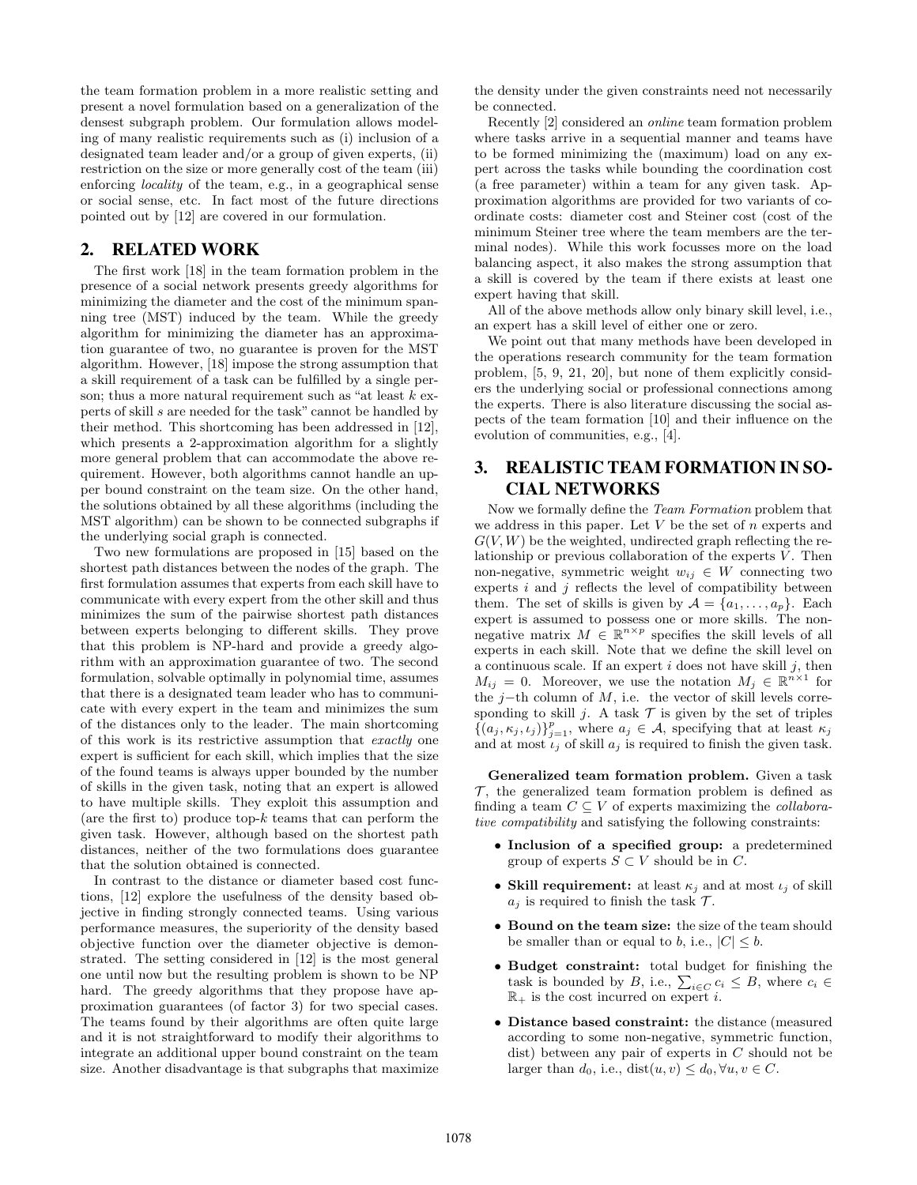the team formation problem in a more realistic setting and present a novel formulation based on a generalization of the densest subgraph problem. Our formulation allows modeling of many realistic requirements such as (i) inclusion of a designated team leader and/or a group of given experts, (ii) restriction on the size or more generally cost of the team (iii) enforcing *locality* of the team, e.g., in a geographical sense or social sense, etc. In fact most of the future directions pointed out by [12] are covered in our formulation.

## 2. RELATED WORK

The first work [18] in the team formation problem in the presence of a social network presents greedy algorithms for minimizing the diameter and the cost of the minimum spanning tree (MST) induced by the team. While the greedy algorithm for minimizing the diameter has an approximation guarantee of two, no guarantee is proven for the MST algorithm. However, [18] impose the strong assumption that a skill requirement of a task can be fulfilled by a single person; thus a more natural requirement such as "at least $k$ experts of skill $s$ are needed for the task" cannot be handled by their method. This shortcoming has been addressed in [12], which presents a 2-approximation algorithm for a slightly more general problem that can accommodate the above requirement. However, both algorithms cannot handle an upper bound constraint on the team size. On the other hand, the solutions obtained by all these algorithms (including the MST algorithm) can be shown to be connected subgraphs if the underlying social graph is connected.

Two new formulations are proposed in [15] based on the shortest path distances between the nodes of the graph. The first formulation assumes that experts from each skill have to communicate with every expert from the other skill and thus minimizes the sum of the pairwise shortest path distances between experts belonging to different skills. They prove that this problem is NP-hard and provide a greedy algorithm with an approximation guarantee of two. The second formulation, solvable optimally in polynomial time, assumes that there is a designated team leader who has to communicate with every expert in the team and minimizes the sum of the distances only to the leader. The main shortcoming of this work is its restrictive assumption that *exactly* one expert is sufficient for each skill, which implies that the size of the found teams is always upper bounded by the number of skills in the given task, noting that an expert is allowed to have multiple skills. They exploit this assumption and (are the first to) produce top-$k$ teams that can perform the given task. However, although based on the shortest path distances, neither of the two formulations does guarantee that the solution obtained is connected.

In contrast to the distance or diameter based cost functions, [12] explore the usefulness of the density based objective in finding strongly connected teams. Using various performance measures, the superiority of the density based objective function over the diameter objective is demonstrated. The setting considered in [12] is the most general one until now but the resulting problem is shown to be NP hard. The greedy algorithms that they propose have approximation guarantees (of factor 3) for two special cases. The teams found by their algorithms are often quite large and it is not straightforward to modify their algorithms to integrate an additional upper bound constraint on the team size. Another disadvantage is that subgraphs that maximize the density under the given constraints need not necessarily be connected.

Recently [2] considered an *online* team formation problem where tasks arrive in a sequential manner and teams have to be formed minimizing the (maximum) load on any expert across the tasks while bounding the coordination cost (a free parameter) within a team for any given task. Approximation algorithms are provided for two variants of coordinate costs: diameter cost and Steiner cost (cost of the minimum Steiner tree where the team members are the terminal nodes). While this work focusses more on the load balancing aspect, it also makes the strong assumption that a skill is covered by the team if there exists at least one expert having that skill.

All of the above methods allow only binary skill level, i.e., an expert has a skill level of either one or zero.

We point out that many methods have been developed in the operations research community for the team formation problem, [5, 9, 21, 20], but none of them explicitly considers the underlying social or professional connections among the experts. There is also literature discussing the social aspects of the team formation [10] and their influence on the evolution of communities, e.g., [4].

## 3. REALISTIC TEAM FORMATION IN SOCIAL NETWORKS

Now we formally define the *Team Formation* problem that we address in this paper. Let $V$ be the set of $n$ experts and $G(V, W)$ be the weighted, undirected graph reflecting the relationship or previous collaboration of the experts $V$. Then non-negative, symmetric weight $w_{ij} \in W$ connecting two experts $i$ and $j$ reflects the level of compatibility between them. The set of skills is given by $\mathcal{A} = \{a_1, \ldots, a_p\}$. Each expert is assumed to possess one or more skills. The non-negative matrix $M \in \mathbb{R}^{n \times p}$ specifies the skill levels of all experts in each skill. Note that we define the skill level on a continuous scale. If an expert $i$ does not have skill $j$, then $M_{ij} = 0$. Moreover, we use the notation $M_j \in \mathbb{R}^{n \times 1}$ for the $j-$th column of $M$, i.e. the vector of skill levels corresponding to skill $j$. A task $\mathcal{T}$ is given by the set of triples $\{(a_j, \kappa_j, \iota_j)\}_{j=1}^{p}$, where $a_j \in \mathcal{A}$, specifying that at least $\kappa_j$ and at most $\iota_j$ of skill $a_j$ is required to finish the given task.

**Generalized team formation problem.** Given a task $\mathcal{T}$, the generalized team formation problem is defined as finding a team $C \subseteq V$ of experts maximizing the *collaborative compatibility* and satisfying the following constraints:

- **Inclusion of a specified group:** a predetermined group of experts $S \subset V$ should be in $C$.
- **Skill requirement:** at least $\kappa_j$ and at most $\iota_j$ of skill $a_j$ is required to finish the task $\mathcal{T}$.
- **Bound on the team size:** the size of the team should be smaller than or equal to $b$, i.e., $|C| \leq b$.
- **Budget constraint:** total budget for finishing the task is bounded by $B$, i.e., $\sum_{i \in C} c_i \leq B$, where $c_i \in \mathbb{R}_+$ is the cost incurred on expert $i$.
- **Distance based constraint:** the distance (measured according to some non-negative, symmetric function, dist) between any pair of experts in $C$ should not be larger than $d_0$, i.e., $\text{dist}(u, v) \leq d_0, \forall u, v \in C$.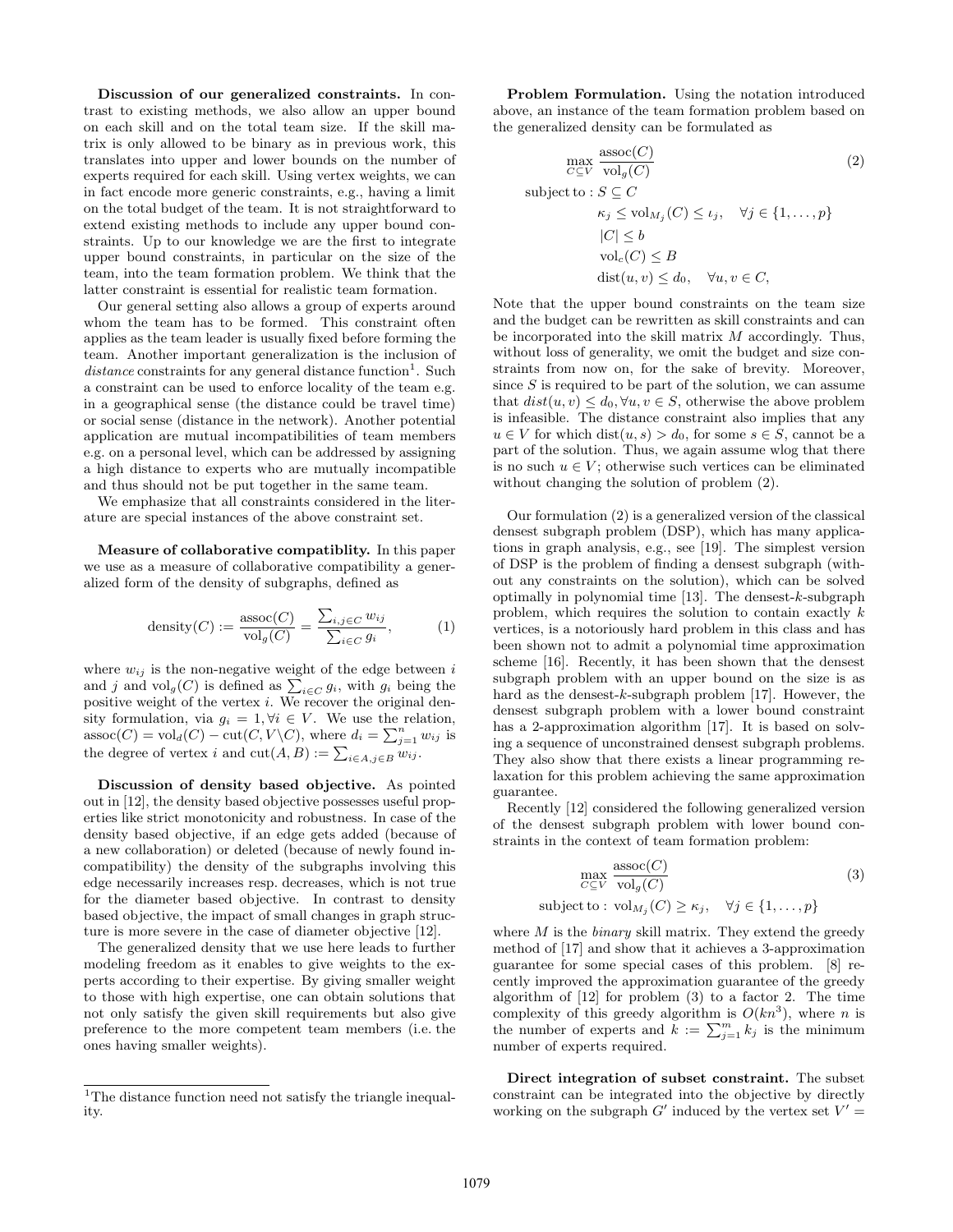**Discussion of our generalized constraints.** In contrast to existing methods, we also allow an upper bound on each skill and on the total team size. If the skill matrix is only allowed to be binary as in previous work, this translates into upper and lower bounds on the number of experts required for each skill. Using vertex weights, we can in fact encode more generic constraints, e.g., having a limit on the total budget of the team. It is not straightforward to extend existing methods to include any upper bound constraints. Up to our knowledge we are the first to integrate upper bound constraints, in particular on the size of the team, into the team formation problem. We think that the latter constraint is essential for realistic team formation.

Our general setting also allows a group of experts around whom the team has to be formed. This constraint often applies as the team leader is usually fixed before forming the team. Another important generalization is the inclusion of *distance* constraints for any general distance function[1]. Such a constraint can be used to enforce locality of the team e.g. in a geographical sense (the distance could be travel time) or social sense (distance in the network). Another potential application are mutual incompatibilities of team members e.g. on a personal level, which can be addressed by assigning a high distance to experts who are mutually incompatible and thus should not be put together in the same team.

We emphasize that all constraints considered in the literature are special instances of the above constraint set.

**Measure of collaborative compatiblity.** In this paper we use as a measure of collaborative compatibility a generalized form of the density of subgraphs, defined as

$$\text{density}(C) := \frac{\text{assoc}(C)}{\text{vol}_g(C)} = \frac{\sum_{i,j \in C} w_{ij}}{\sum_{i \in C} g_i}, \tag{1}$$

where $w_{ij}$ is the non-negative weight of the edge between $i$ and $j$ and $\text{vol}_g(C)$ is defined as $\sum_{i \in C} g_i$, with $g_i$ being the positive weight of the vertex $i$. We recover the original density formulation, via $g_i = 1, \forall i \in V$. We use the relation, $\text{assoc}(C) = \text{vol}_d(C) - \text{cut}(C, V \backslash C)$, where $d_i = \sum_{j=1}^{n} w_{ij}$ is the degree of vertex $i$ and $\text{cut}(A, B) := \sum_{i \in A, j \in B} w_{ij}$.

**Discussion of density based objective.** As pointed out in [12], the density based objective possesses useful properties like strict monotonicity and robustness. In case of the density based objective, if an edge gets added (because of a new collaboration) or deleted (because of newly found incompatibility) the density of the subgraphs involving this edge necessarily increases resp. decreases, which is not true for the diameter based objective. In contrast to density based objective, the impact of small changes in graph structure is more severe in the case of diameter objective [12].

The generalized density that we use here leads to further modeling freedom as it enables to give weights to the experts according to their expertise. By giving smaller weight to those with high expertise, one can obtain solutions that not only satisfy the given skill requirements but also give preference to the more competent team members (i.e. the ones having smaller weights).

[1] The distance function need not satisfy the triangle inequality.

**Problem Formulation.** Using the notation introduced above, an instance of the team formation problem based on the generalized density can be formulated as

$$\begin{aligned}
&\max_{C \subseteq V} \frac{\text{assoc}(C)}{\text{vol}_g(C)} && (2)\\
&\text{subject to}: S \subseteq C \\
&\qquad \kappa_j \leq \text{vol}_{M_j}(C) \leq \iota_j, \quad \forall j \in \{1, \dots, p\} \\
&\qquad |C| \leq b \\
&\qquad \text{vol}_c(C) \leq B \\
&\qquad \text{dist}(u, v) \leq d_0, \quad \forall u, v \in C,
\end{aligned}$$

Note that the upper bound constraints on the team size and the budget can be rewritten as skill constraints and can be incorporated into the skill matrix $M$ accordingly. Thus, without loss of generality, we omit the budget and size constraints from now on, for the sake of brevity. Moreover, since $S$ is required to be part of the solution, we can assume that $dist(u, v) \leq d_0, \forall u, v \in S$, otherwise the above problem is infeasible. The distance constraint also implies that any $u \in V$ for which $\text{dist}(u, s) > d_0$, for some $s \in S$, cannot be a part of the solution. Thus, we again assume wlog that there is no such $u \in V$; otherwise such vertices can be eliminated without changing the solution of problem (2).

Our formulation (2) is a generalized version of the classical densest subgraph problem (DSP), which has many applications in graph analysis, e.g., see [19]. The simplest version of DSP is the problem of finding a densest subgraph (without any constraints on the solution), which can be solved optimally in polynomial time [13]. The densest-$k$-subgraph problem, which requires the solution to contain exactly $k$ vertices, is a notoriously hard problem in this class and has been shown not to admit a polynomial time approximation scheme [16]. Recently, it has been shown that the densest subgraph problem with an upper bound on the size is as hard as the densest-$k$-subgraph problem [17]. However, the densest subgraph problem with a lower bound constraint has a 2-approximation algorithm [17]. It is based on solving a sequence of unconstrained densest subgraph problems. They also show that there exists a linear programming relaxation for this problem achieving the same approximation guarantee.

Recently [12] considered the following generalized version of the densest subgraph problem with lower bound constraints in the context of team formation problem:

$$\begin{aligned}
&\max_{C \subseteq V} \frac{\text{assoc}(C)}{\text{vol}_g(C)} && (3)\\
&\text{subject to}: \ \text{vol}_{M_j}(C) \geq \kappa_j, \quad \forall j \in \{1, \dots, p\}
\end{aligned}$$

where $M$ is the *binary* skill matrix. They extend the greedy method of [17] and show that it achieves a 3-approximation guarantee for some special cases of this problem. [8] recently improved the approximation guarantee of the greedy algorithm of [12] for problem (3) to a factor 2. The time complexity of this greedy algorithm is $O(kn^3)$, where $n$ is the number of experts and $k := \sum_{j=1}^{m} k_j$ is the minimum number of experts required.

**Direct integration of subset constraint.** The subset constraint can be integrated into the objective by directly working on the subgraph $G'$ induced by the vertex set $V' =$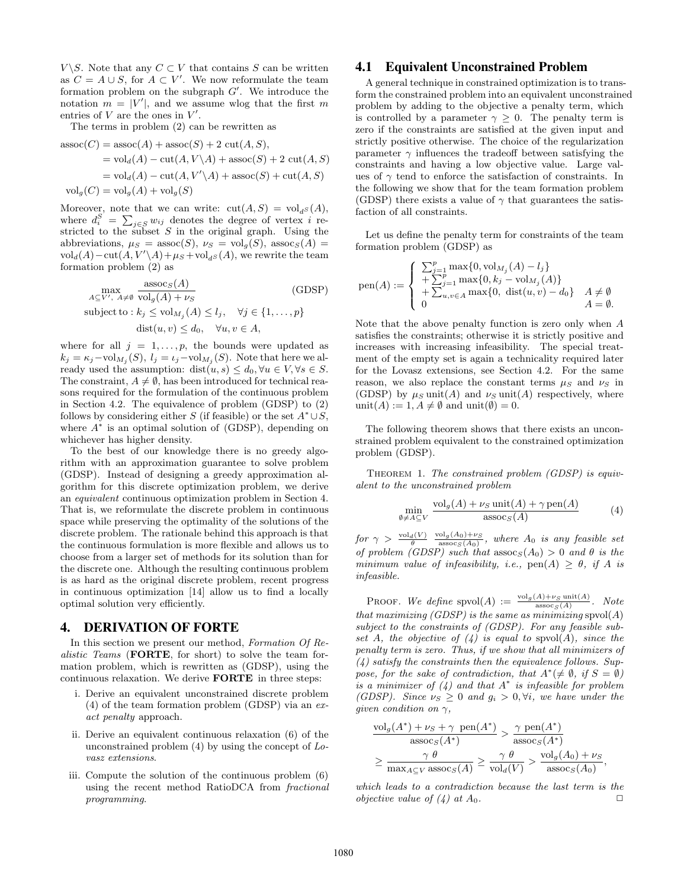$V \backslash S$. Note that any $C \subset V$ that contains $S$ can be written as $C = A \cup S$, for $A \subset V'$. We now reformulate the team formation problem on the subgraph $G'$. We introduce the notation $m = |V'|$, and we assume wlog that the first $m$ entries of $V$ are the ones in $V'$.

The terms in problem (2) can be rewritten as

$$
\begin{aligned}
\operatorname{assoc}(C) &= \operatorname{assoc}(A) + \operatorname{assoc}(S) + 2 \operatorname{cut}(A, S), \\
&= \operatorname{vol}_d(A) - \operatorname{cut}(A, V \backslash A) + \operatorname{assoc}(S) + 2 \operatorname{cut}(A, S) \\
&= \operatorname{vol}_d(A) - \operatorname{cut}(A, V' \backslash A) + \operatorname{assoc}(S) + \operatorname{cut}(A, S) \\
\operatorname{vol}_g(C) &= \operatorname{vol}_g(A) + \operatorname{vol}_g(S)
\end{aligned}
$$

Moreover, note that we can write: $\operatorname{cut}(A, S) = \operatorname{vol}_{d^S}(A)$, where $d_i^S = \sum_{j \in S} w_{ij}$ denotes the degree of vertex $i$ restricted to the subset $S$ in the original graph. Using the abbreviations, $\mu_S = \operatorname{assoc}(S)$, $\nu_S = \operatorname{vol}_g(S)$, $\operatorname{assoc}_S(A) = \operatorname{vol}_d(A) - \operatorname{cut}(A, V' \backslash A) + \mu_S + \operatorname{vol}_{d^S}(A)$, we rewrite the team formation problem (2) as

$$
\begin{aligned}
&\max_{A \subseteq V',\ A \neq \emptyset} \ \frac{\operatorname{assoc}_S(A)}{\operatorname{vol}_g(A) + \nu_S} && \text{(GDSP)} \\
&\text{subject to} : k_j \leq \operatorname{vol}_{M_j}(A) \leq l_j, \quad \forall j \in \{1, \ldots, p\} \\
&\qquad\qquad\quad \operatorname{dist}(u, v) \leq d_0, \quad \forall u, v \in A,
\end{aligned}
$$

where for all $j = 1, \ldots, p$, the bounds were updated as $k_j = \kappa_j - \operatorname{vol}_{M_j}(S)$, $l_j = \iota_j - \operatorname{vol}_{M_j}(S)$. Note that here we already used the assumption: $\operatorname{dist}(u, s) \leq d_0, \forall u \in V, \forall s \in S$. The constraint, $A \neq \emptyset$, has been introduced for technical reasons required for the formulation of the continuous problem in Section 4.2. The equivalence of problem (GDSP) to (2) follows by considering either $S$ (if feasible) or the set $A^* \cup S$, where $A^*$ is an optimal solution of (GDSP), depending on whichever has higher density.

To the best of our knowledge there is no greedy algorithm with an approximation guarantee to solve problem (GDSP). Instead of designing a greedy approximation algorithm for this discrete optimization problem, we derive an *equivalent* continuous optimization problem in Section 4. That is, we reformulate the discrete problem in continuous space while preserving the optimality of the solutions of the discrete problem. The rationale behind this approach is that the continuous formulation is more flexible and allows us to choose from a larger set of methods for its solution than for the discrete one. Although the resulting continuous problem is as hard as the original discrete problem, recent progress in continuous optimization [14] allow us to find a locally optimal solution very efficiently.

## 4. DERIVATION OF FORTE

In this section we present our method, *Formation Of Realistic Teams* (**FORTE**, for short) to solve the team formation problem, which is rewritten as (GDSP), using the continuous relaxation. We derive **FORTE** in three steps:

i. Derive an equivalent unconstrained discrete problem (4) of the team formation problem (GDSP) via an *exact penalty* approach.
ii. Derive an equivalent continuous relaxation (6) of the unconstrained problem (4) by using the concept of *Lovasz extensions*.
iii. Compute the solution of the continuous problem (6) using the recent method RatioDCA from *fractional programming*.

### 4.1 Equivalent Unconstrained Problem

A general technique in constrained optimization is to transform the constrained problem into an equivalent unconstrained problem by adding to the objective a penalty term, which is controlled by a parameter $\gamma \geq 0$. The penalty term is zero if the constraints are satisfied at the given input and strictly positive otherwise. The choice of the regularization parameter $\gamma$ influences the tradeoff between satisfying the constraints and having a low objective value. Large values of $\gamma$ tend to enforce the satisfaction of constraints. In the following we show that for the team formation problem (GDSP) there exists a value of $\gamma$ that guarantees the satisfaction of all constraints.

Let us define the penalty term for constraints of the team formation problem (GDSP) as

$$
\operatorname{pen}(A) := \begin{cases} \sum_{j=1}^{p} \max\{0, \operatorname{vol}_{M_j}(A) - l_j\} \\ + \sum_{j=1}^{p} \max\{0, k_j - \operatorname{vol}_{M_j}(A)\} \\ + \sum_{u,v \in A} \max\{0,\ \operatorname{dist}(u, v) - d_0\} & A \neq \emptyset \\ 0 & A = \emptyset. \end{cases}
$$

Note that the above penalty function is zero only when $A$ satisfies the constraints; otherwise it is strictly positive and increases with increasing infeasibility. The special treatment of the empty set is again a technicality required later for the Lovasz extensions, see Section 4.2. For the same reason, we also replace the constant terms $\mu_S$ and $\nu_S$ in (GDSP) by $\mu_S \operatorname{unit}(A)$ and $\nu_S \operatorname{unit}(A)$ respectively, where $\operatorname{unit}(A) := 1, A \neq \emptyset$ and $\operatorname{unit}(\emptyset) = 0$.

The following theorem shows that there exists an unconstrained problem equivalent to the constrained optimization problem (GDSP).

THEOREM 1. *The constrained problem (GDSP) is equivalent to the unconstrained problem*

$$
\min_{\emptyset \neq A \subseteq V} \ \frac{\operatorname{vol}_g(A) + \nu_S \operatorname{unit}(A) + \gamma \operatorname{pen}(A)}{\operatorname{assoc}_S(A)} \tag{4}
$$

*for* $\gamma > \frac{\operatorname{vol}_d(V)}{\theta} \ \frac{\operatorname{vol}_g(A_0) + \nu_S}{\operatorname{assoc}_S(A_0)}$, *where* $A_0$ *is any feasible set of problem (GDSP) such that* $\operatorname{assoc}_S(A_0) > 0$ *and* $\theta$ *is the minimum value of infeasibility, i.e.,* $\operatorname{pen}(A) \geq \theta$, *if* $A$ *is infeasible.*

PROOF. *We define* $\operatorname{spvol}(A) := \frac{\operatorname{vol}_g(A) + \nu_S \operatorname{unit}(A)}{\operatorname{assoc}_S(A)}$. *Note that maximizing (GDSP) is the same as minimizing* $\operatorname{spvol}(A)$ *subject to the constraints of (GDSP). For any feasible subset* $A$, *the objective of (4) is equal to* $\operatorname{spvol}(A)$, *since the penalty term is zero. Thus, if we show that all minimizers of (4) satisfy the constraints then the equivalence follows. Suppose, for the sake of contradiction, that* $A^* (\neq \emptyset$, *if* $S = \emptyset)$ *is a minimizer of (4) and that* $A^*$ *is infeasible for problem (GDSP). Since* $\nu_S \geq 0$ *and* $g_i > 0, \forall i$, *we have under the given condition on* $\gamma$,

$$
\begin{aligned}
\frac{\operatorname{vol}_g(A^*) + \nu_S + \gamma \ \operatorname{pen}(A^*)}{\operatorname{assoc}_S(A^*)} &> \frac{\gamma \ \operatorname{pen}(A^*)}{\operatorname{assoc}_S(A^*)} \\
\geq \frac{\gamma \ \theta}{\max_{A \subseteq V} \operatorname{assoc}_S(A)} &\geq \frac{\gamma \ \theta}{\operatorname{vol}_d(V)} > \frac{\operatorname{vol}_g(A_0) + \nu_S}{\operatorname{assoc}_S(A_0)},
\end{aligned}
$$

*which leads to a contradiction because the last term is the objective value of (4) at* $A_0$. □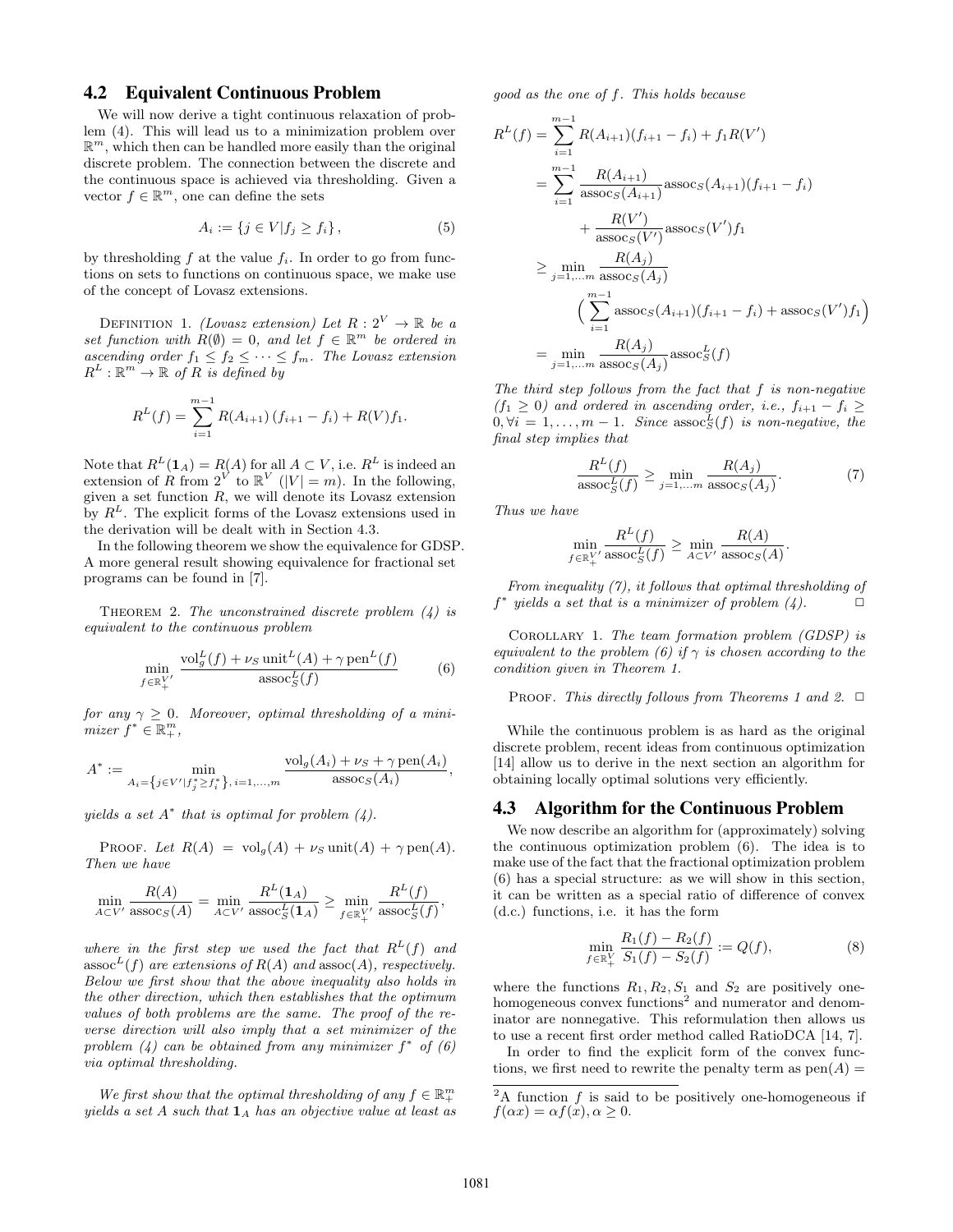## 4.2 Equivalent Continuous Problem

We will now derive a tight continuous relaxation of problem (4). This will lead us to a minimization problem over $\mathbb{R}^m$, which then can be handled more easily than the original discrete problem. The connection between the discrete and the continuous space is achieved via thresholding. Given a vector $f \in \mathbb{R}^m$, one can define the sets

$$A_i := \{j \in V | f_j \geq f_i\}, \tag{5}$$

by thresholding $f$ at the value $f_i$. In order to go from functions on sets to functions on continuous space, we make use of the concept of Lovasz extensions.

Definition 1. *(Lovasz extension) Let $R : 2^V \to \mathbb{R}$ be a set function with $R(\emptyset) = 0$, and let $f \in \mathbb{R}^m$ be ordered in ascending order $f_1 \leq f_2 \leq \cdots \leq f_m$. The Lovasz extension $R^L : \mathbb{R}^m \to \mathbb{R}$ of $R$ is defined by*

$$R^L(f) = \sum_{i=1}^{m-1} R(A_{i+1})\,(f_{i+1} - f_i) + R(V) f_1.$$

Note that $R^L(\mathbf{1}_A) = R(A)$ for all $A \subset V$, i.e. $R^L$ is indeed an extension of $R$ from $2^V$ to $\mathbb{R}^V$ ($|V| = m$). In the following, given a set function $R$, we will denote its Lovasz extension by $R^L$. The explicit forms of the Lovasz extensions used in the derivation will be dealt with in Section 4.3.

In the following theorem we show the equivalence for GDSP. A more general result showing equivalence for fractional set programs can be found in [7].

Theorem 2. *The unconstrained discrete problem (4) is equivalent to the continuous problem*

$$\min_{f \in \mathbb{R}_+^{V'}} \frac{\mathrm{vol}_g^L(f) + \nu_S \,\mathrm{unit}^L(A) + \gamma \,\mathrm{pen}^L(f)}{\mathrm{assoc}_S^L(f)} \tag{6}$$

*for any $\gamma \geq 0$. Moreover, optimal thresholding of a minimizer $f^* \in \mathbb{R}_+^m$,*

$$A^* := \min_{A_i = \left\{j \in V' | f_j^* \geq f_i^*\right\},\, i=1,\ldots,m} \frac{\mathrm{vol}_g(A_i) + \nu_S + \gamma \,\mathrm{pen}(A_i)}{\mathrm{assoc}_S(A_i)},$$

*yields a set $A^*$ that is optimal for problem (4).*

Proof. *Let $R(A) = \mathrm{vol}_g(A) + \nu_S \,\mathrm{unit}(A) + \gamma \,\mathrm{pen}(A)$. Then we have*

$$\min_{A \subset V'} \frac{R(A)}{\mathrm{assoc}_S(A)} = \min_{A \subset V'} \frac{R^L(\mathbf{1}_A)}{\mathrm{assoc}_S^L(\mathbf{1}_A)} \geq \min_{f \in \mathbb{R}_+^{V'}} \frac{R^L(f)}{\mathrm{assoc}_S^L(f)},$$

*where in the first step we used the fact that $R^L(f)$ and $\mathrm{assoc}^L(f)$ are extensions of $R(A)$ and $\mathrm{assoc}(A)$, respectively. Below we first show that the above inequality also holds in the other direction, which then establishes that the optimum values of both problems are the same. The proof of the reverse direction will also imply that a set minimizer of the problem (4) can be obtained from any minimizer $f^*$ of (6) via optimal thresholding.*

*We first show that the optimal thresholding of any $f \in \mathbb{R}_+^m$ yields a set $A$ such that $\mathbf{1}_A$ has an objective value at least as good as the one of $f$. This holds because*

$$\begin{aligned}
R^L(f) &= \sum_{i=1}^{m-1} R(A_{i+1})(f_{i+1} - f_i) + f_1 R(V') \\
&= \sum_{i=1}^{m-1} \frac{R(A_{i+1})}{\mathrm{assoc}_S(A_{i+1})} \mathrm{assoc}_S(A_{i+1})(f_{i+1} - f_i) \\
&\quad + \frac{R(V')}{\mathrm{assoc}_S(V')} \mathrm{assoc}_S(V') f_1 \\
&\geq \min_{j=1,\ldots m} \frac{R(A_j)}{\mathrm{assoc}_S(A_j)} \\
&\quad \Big( \sum_{i=1}^{m-1} \mathrm{assoc}_S(A_{i+1})(f_{i+1} - f_i) + \mathrm{assoc}_S(V') f_1 \Big) \\
&= \min_{j=1,\ldots m} \frac{R(A_j)}{\mathrm{assoc}_S(A_j)} \mathrm{assoc}_S^L(f)
\end{aligned}$$

*The third step follows from the fact that $f$ is non-negative ($f_1 \geq 0$) and ordered in ascending order, i.e., $f_{i+1} - f_i \geq 0, \forall i = 1, \ldots, m-1$. Since $\mathrm{assoc}_S^L(f)$ is non-negative, the final step implies that*

$$\frac{R^L(f)}{\mathrm{assoc}_S^L(f)} \geq \min_{j=1,\ldots m} \frac{R(A_j)}{\mathrm{assoc}_S(A_j)}. \tag{7}$$

*Thus we have*

$$\min_{f \in \mathbb{R}_+^{V'}} \frac{R^L(f)}{\mathrm{assoc}_S^L(f)} \geq \min_{A \subset V'} \frac{R(A)}{\mathrm{assoc}_S(A)}.$$

*From inequality (7), it follows that optimal thresholding of $f^*$ yields a set that is a minimizer of problem (4).* □

Corollary 1. *The team formation problem (GDSP) is equivalent to the problem (6) if $\gamma$ is chosen according to the condition given in Theorem 1.*

Proof. *This directly follows from Theorems 1 and 2.* □

While the continuous problem is as hard as the original discrete problem, recent ideas from continuous optimization [14] allow us to derive in the next section an algorithm for obtaining locally optimal solutions very efficiently.

## 4.3 Algorithm for the Continuous Problem

We now describe an algorithm for (approximately) solving the continuous optimization problem (6). The idea is to make use of the fact that the fractional optimization problem (6) has a special structure: as we will show in this section, it can be written as a special ratio of difference of convex (d.c.) functions, i.e. it has the form

$$\min_{f \in \mathbb{R}_+^V} \frac{R_1(f) - R_2(f)}{S_1(f) - S_2(f)} := Q(f), \tag{8}$$

where the functions $R_1, R_2, S_1$ and $S_2$ are positively one-homogeneous convex functions[2] and numerator and denominator are nonnegative. This reformulation then allows us to use a recent first order method called RatioDCA [14, 7].

In order to find the explicit form of the convex functions, we first need to rewrite the penalty term as $\mathrm{pen}(A) =$

[2] A function $f$ is said to be positively one-homogeneous if $f(\alpha x) = \alpha f(x), \alpha \geq 0$.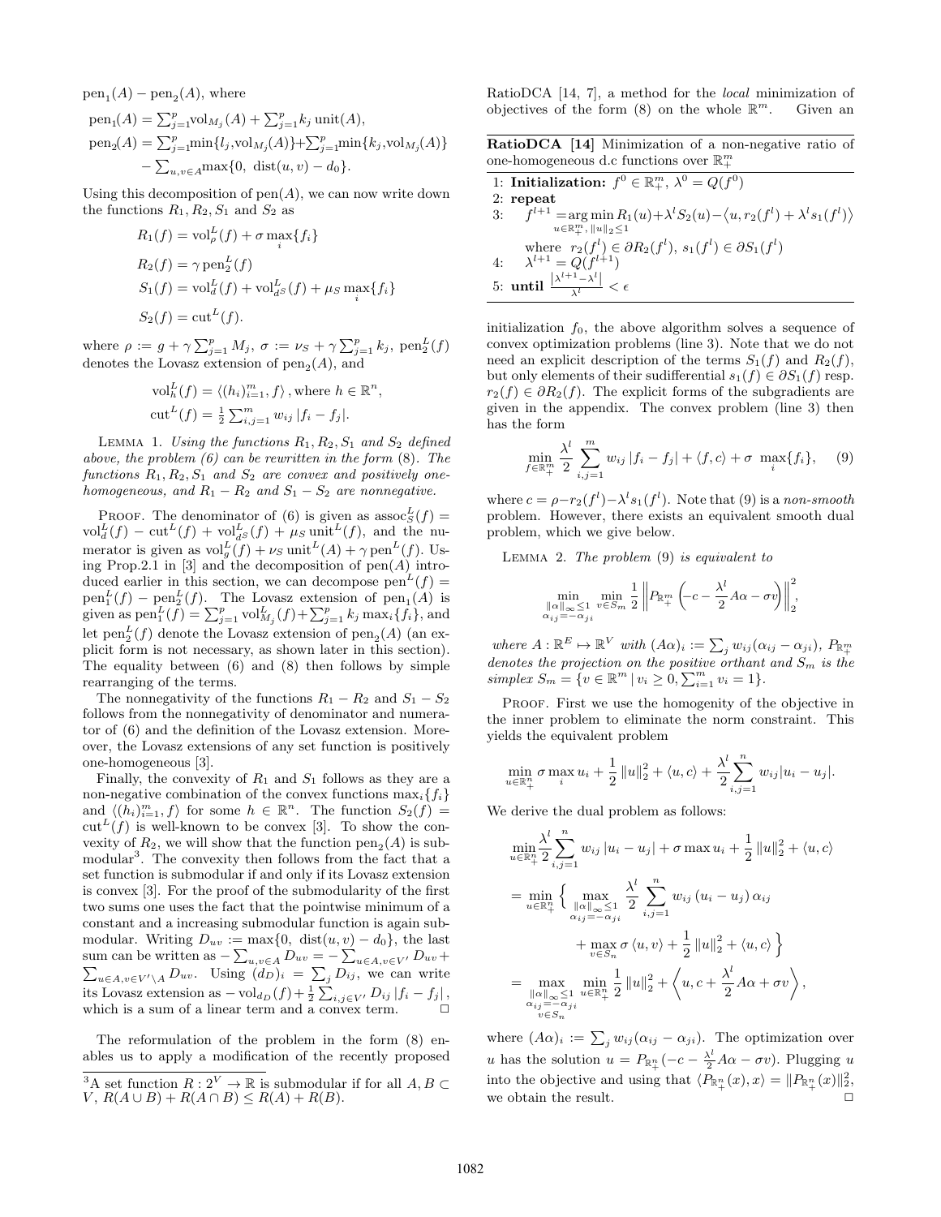$\text{pen}_1(A) - \text{pen}_2(A)$, where

$$\text{pen}_1(A) = \textstyle\sum_{j=1}^{p}\text{vol}_{M_j}(A) + \sum_{j=1}^{p} k_j \,\text{unit}(A),$$

$$\text{pen}_2(A) = \textstyle\sum_{j=1}^{p}\min\{l_j,\text{vol}_{M_j}(A)\} + \sum_{j=1}^{p}\min\{k_j,\text{vol}_{M_j}(A)\} - \sum_{u,v\in A}\max\{0,\ \text{dist}(u,v) - d_0\}.$$

Using this decomposition of $\text{pen}(A)$, we can now write down the functions $R_1, R_2, S_1$ and $S_2$ as

$$R_1(f) = \text{vol}^L_\rho(f) + \sigma \max_i\{f_i\}$$

$$R_2(f) = \gamma\, \text{pen}^L_2(f)$$

$$S_1(f) = \text{vol}^L_d(f) + \text{vol}^L_{d^S}(f) + \mu_S \max_i\{f_i\}$$

$$S_2(f) = \text{cut}^L(f).$$

where $\rho := g + \gamma \sum_{j=1}^{p} M_j$, $\sigma := \nu_S + \gamma \sum_{j=1}^{p} k_j$, $\text{pen}^L_2(f)$ denotes the Lovasz extension of $\text{pen}_2(A)$, and

$$\text{vol}^L_h(f) = \langle (h_i)_{i=1}^{m}, f\rangle \text{, where } h \in \mathbb{R}^n,$$

$$\text{cut}^L(f) = \tfrac{1}{2}\textstyle\sum_{i,j=1}^{m} w_{ij}\,|f_i - f_j|.$$

Lemma 1. *Using the functions $R_1, R_2, S_1$ and $S_2$ defined above, the problem (6) can be rewritten in the form (8). The functions $R_1, R_2, S_1$ and $S_2$ are convex and positively one-homogeneous, and $R_1 - R_2$ and $S_1 - S_2$ are nonnegative.*

Proof. The denominator of (6) is given as $\text{assoc}^L_S(f) = \text{vol}^L_d(f) - \text{cut}^L(f) + \text{vol}^L_{d^S}(f) + \mu_S\,\text{unit}^L(f)$, and the numerator is given as $\text{vol}^L_g(f) + \nu_S\,\text{unit}^L(A) + \gamma\,\text{pen}^L(f)$. Using Prop.2.1 in [3] and the decomposition of $\text{pen}(A)$ introduced earlier in this section, we can decompose $\text{pen}^L(f) = \text{pen}^L_1(f) - \text{pen}^L_2(f)$. The Lovasz extension of $\text{pen}_1(A)$ is given as $\text{pen}^L_1(f) = \sum_{j=1}^{p}\text{vol}^L_{M_j}(f) + \sum_{j=1}^{p} k_j \max_i\{f_i\}$, and let $\text{pen}^L_2(f)$ denote the Lovasz extension of $\text{pen}_2(A)$ (an explicit form is not necessary, as shown later in this section). The equality between (6) and (8) then follows by simple rearranging of the terms.

The nonnegativity of the functions $R_1 - R_2$ and $S_1 - S_2$ follows from the nonnegativity of denominator and numerator of (6) and the definition of the Lovasz extension. Moreover, the Lovasz extensions of any set function is positively one-homogeneous [3].

Finally, the convexity of $R_1$ and $S_1$ follows as they are a non-negative combination of the convex functions $\max_i\{f_i\}$ and $\langle (h_i)_{i=1}^{m}, f\rangle$ for some $h \in \mathbb{R}^n$. The function $S_2(f) = \text{cut}^L(f)$ is well-known to be convex [3]. To show the convexity of $R_2$, we will show that the function $\text{pen}_2(A)$ is submodular[3]. The convexity then follows from the fact that a set function is submodular if and only if its Lovasz extension is convex [3]. For the proof of the submodularity of the first two sums one uses the fact that the pointwise minimum of a constant and a increasing submodular function is again submodular. Writing $D_{uv} := \max\{0,\ \text{dist}(u,v) - d_0\}$, the last sum can be written as $-\sum_{u,v\in A} D_{uv} = -\sum_{u\in A, v\in V'} D_{uv} + \sum_{u\in A, v\in V'\setminus A} D_{uv}$. Using $(d_D)_i = \sum_j D_{ij}$, we can write its Lovasz extension as $-\text{vol}_{d_D}(f) + \frac{1}{2}\sum_{i,j\in V'} D_{ij}\,|f_i - f_j|$, which is a sum of a linear term and a convex term. ◻

The reformulation of the problem in the form (8) enables us to apply a modification of the recently proposed RatioDCA [14, 7], a method for the *local* minimization of objectives of the form (8) on the whole $\mathbb{R}^m$. Given an initialization $f_0$, the above algorithm solves a sequence of convex optimization problems (line 3). Note that we do not need an explicit description of the terms $S_1(f)$ and $R_2(f)$, but only elements of their sudifferential $s_1(f) \in \partial S_1(f)$ resp. $r_2(f) \in \partial R_2(f)$. The explicit forms of the subgradients are given in the appendix. The convex problem (line 3) then has the form

**RatioDCA [14]** Minimization of a non-negative ratio of one-homogeneous d.c functions over $\mathbb{R}^m_+$

1: **Initialization:** $f^0 \in \mathbb{R}^m_+$, $\lambda^0 = Q(f^0)$
2: **repeat**
3: $\quad f^{l+1} = \underset{u\in\mathbb{R}^m_+,\ \|u\|_2\le 1}{\arg\min}\, R_1(u) + \lambda^l S_2(u) - \langle u, r_2(f^l) + \lambda^l s_1(f^l)\rangle$
$\quad\quad$ where $r_2(f^l) \in \partial R_2(f^l)$, $s_1(f^l) \in \partial S_1(f^l)$
4: $\quad \lambda^{l+1} = Q(f^{l+1})$
5: **until** $\frac{|\lambda^{l+1} - \lambda^l|}{\lambda^l} < \epsilon$

$$\min_{f\in\mathbb{R}^m_+} \frac{\lambda^l}{2}\sum_{i,j=1}^{m} w_{ij}\,|f_i - f_j| + \langle f, c\rangle + \sigma\ \max_i\{f_i\}, \qquad (9)$$

where $c = \rho - r_2(f^l) - \lambda^l s_1(f^l)$. Note that (9) is a *non-smooth* problem. However, there exists an equivalent smooth dual problem, which we give below.

Lemma 2. *The problem (9) is equivalent to*

$$\min_{\substack{\|\alpha\|_\infty \le 1\\ \alpha_{ij} = -\alpha_{ji}}}\ \min_{v\in S_m}\ \frac{1}{2}\left\| P_{\mathbb{R}^m_+}\left(-c - \frac{\lambda^l}{2}A\alpha - \sigma v\right)\right\|_2^2,$$

*where $A : \mathbb{R}^E \mapsto \mathbb{R}^V$ with $(A\alpha)_i := \sum_j w_{ij}(\alpha_{ij} - \alpha_{ji})$, $P_{\mathbb{R}^m_+}$ denotes the projection on the positive orthant and $S_m$ is the simplex $S_m = \{v \in \mathbb{R}^m \,|\, v_i \ge 0, \sum_{i=1}^{m} v_i = 1\}$.*

Proof. First we use the homogenity of the objective in the inner problem to eliminate the norm constraint. This yields the equivalent problem

$$\min_{u\in\mathbb{R}^n_+} \sigma \max_i u_i + \frac{1}{2}\|u\|_2^2 + \langle u, c\rangle + \frac{\lambda^l}{2}\sum_{i,j=1}^{n} w_{ij}|u_i - u_j|.$$

We derive the dual problem as follows:

$$\min_{u\in\mathbb{R}^n_+} \frac{\lambda^l}{2}\sum_{i,j=1}^{n} w_{ij}\,|u_i - u_j| + \sigma \max u_i + \frac{1}{2}\|u\|_2^2 + \langle u, c\rangle$$

$$= \min_{u\in\mathbb{R}^n_+}\Big\{ \max_{\substack{\|\alpha\|_\infty\le 1\\ \alpha_{ij} = -\alpha_{ji}}} \frac{\lambda^l}{2}\sum_{i,j=1}^{n} w_{ij}\,(u_i - u_j)\,\alpha_{ij} + \max_{v\in S_n} \sigma\,\langle u, v\rangle + \frac{1}{2}\|u\|_2^2 + \langle u, c\rangle \Big\}$$

$$= \max_{\substack{\|\alpha\|_\infty\le 1\\ \alpha_{ij} = -\alpha_{ji}\\ v\in S_n}}\ \min_{u\in\mathbb{R}^n_+} \frac{1}{2}\|u\|_2^2 + \left\langle u, c + \frac{\lambda^l}{2}A\alpha + \sigma v\right\rangle,$$

where $(A\alpha)_i := \sum_j w_{ij}(\alpha_{ij} - \alpha_{ji})$. The optimization over $u$ has the solution $u = P_{\mathbb{R}^n_+}(-c - \frac{\lambda^l}{2}A\alpha - \sigma v)$. Plugging $u$ into the objective and using that $\langle P_{\mathbb{R}^n_+}(x), x\rangle = \|P_{\mathbb{R}^n_+}(x)\|_2^2$, we obtain the result. ◻

[3] A set function $R : 2^V \to \mathbb{R}$ is submodular if for all $A, B \subset V$, $R(A\cup B) + R(A\cap B) \le R(A) + R(B)$.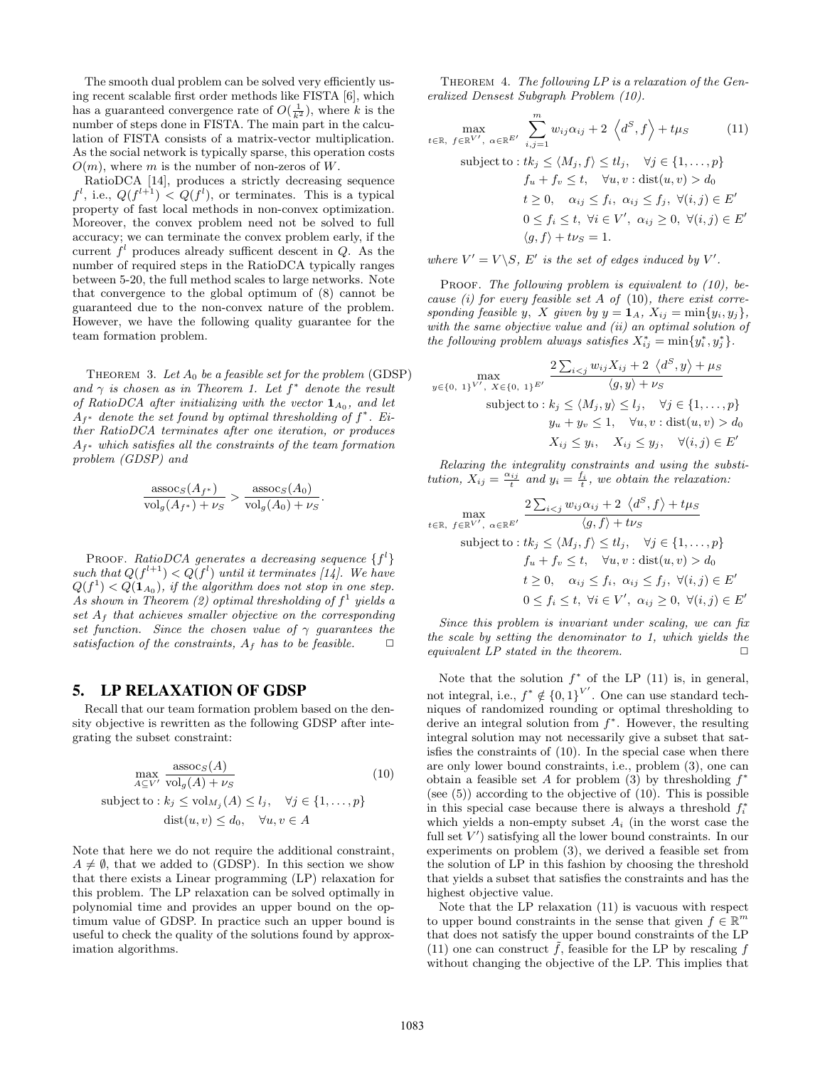The smooth dual problem can be solved very efficiently using recent scalable first order methods like FISTA [6], which has a guaranteed convergence rate of $O(\frac{1}{k^2})$, where $k$ is the number of steps done in FISTA. The main part in the calculation of FISTA consists of a matrix-vector multiplication. As the social network is typically sparse, this operation costs $O(m)$, where $m$ is the number of non-zeros of $W$.

RatioDCA [14], produces a strictly decreasing sequence $f^l$, i.e., $Q(f^{l+1}) < Q(f^l)$, or terminates. This is a typical property of fast local methods in non-convex optimization. Moreover, the convex problem need not be solved to full accuracy; we can terminate the convex problem early, if the current $f^l$ produces already sufficent descent in $Q$. As the number of required steps in the RatioDCA typically ranges between 5-20, the full method scales to large networks. Note that convergence to the global optimum of (8) cannot be guaranteed due to the non-convex nature of the problem. However, we have the following quality guarantee for the team formation problem.

THEOREM 3. *Let $A_0$ be a feasible set for the problem* (GDSP) *and $\gamma$ is chosen as in Theorem 1. Let $f^*$ denote the result of RatioDCA after initializing with the vector $\mathbf{1}_{A_0}$, and let $A_{f^*}$ denote the set found by optimal thresholding of $f^*$. Either RatioDCA terminates after one iteration, or produces $A_{f^*}$ which satisfies all the constraints of the team formation problem (GDSP) and*

$$\frac{\mathrm{assoc}_S(A_{f^*})}{\mathrm{vol}_g(A_{f^*}) + \nu_S} > \frac{\mathrm{assoc}_S(A_0)}{\mathrm{vol}_g(A_0) + \nu_S}.$$

PROOF. *RatioDCA generates a decreasing sequence $\{f^l\}$ such that $Q(f^{l+1}) < Q(f^l)$ until it terminates [14]. We have $Q(f^1) < Q(\mathbf{1}_{A_0})$, if the algorithm does not stop in one step. As shown in Theorem (2) optimal thresholding of $f^1$ yields a set $A_f$ that achieves smaller objective on the corresponding set function. Since the chosen value of $\gamma$ guarantees the satisfaction of the constraints, $A_f$ has to be feasible.* $\square$

## 5. LP RELAXATION OF GDSP

Recall that our team formation problem based on the density objective is rewritten as the following GDSP after integrating the subset constraint:

$$\max_{A \subseteq V'} \frac{\mathrm{assoc}_S(A)}{\mathrm{vol}_g(A) + \nu_S} \tag{10}$$
$$\text{subject to}: k_j \le \mathrm{vol}_{M_j}(A) \le l_j, \quad \forall j \in \{1, \ldots, p\}$$
$$\mathrm{dist}(u, v) \le d_0, \quad \forall u, v \in A$$

Note that here we do not require the additional constraint, $A \neq \emptyset$, that we added to (GDSP). In this section we show that there exists a Linear programming (LP) relaxation for this problem. The LP relaxation can be solved optimally in polynomial time and provides an upper bound on the optimum value of GDSP. In practice such an upper bound is useful to check the quality of the solutions found by approximation algorithms.

THEOREM 4. *The following LP is a relaxation of the Generalized Densest Subgraph Problem (10).*

$$\max_{t \in \mathbb{R},\ f \in \mathbb{R}^{V'},\ \alpha \in \mathbb{R}^{E'}} \sum_{i,j=1}^{m} w_{ij}\alpha_{ij} + 2\ \left\langle d^S, f \right\rangle + t\mu_S \tag{11}$$
$$\text{subject to}: tk_j \le \langle M_j, f \rangle \le tl_j, \quad \forall j \in \{1, \ldots, p\}$$
$$f_u + f_v \le t, \quad \forall u, v : \mathrm{dist}(u, v) > d_0$$
$$t \ge 0, \quad \alpha_{ij} \le f_i,\ \alpha_{ij} \le f_j,\ \forall (i,j) \in E'$$
$$0 \le f_i \le t,\ \forall i \in V',\ \alpha_{ij} \ge 0,\ \forall (i,j) \in E'$$
$$\langle g, f \rangle + t\nu_S = 1.$$

*where $V' = V \backslash S$, $E'$ is the set of edges induced by $V'$.*

PROOF. *The following problem is equivalent to (10), because (i) for every feasible set $A$ of (10), there exist corresponding feasible $y$, $X$ given by $y = \mathbf{1}_A$, $X_{ij} = \min\{y_i, y_j\}$, with the same objective value and (ii) an optimal solution of the following problem always satisfies $X^*_{ij} = \min\{y^*_i, y^*_j\}$.*

$$\max_{y \in \{0,\ 1\}^{V'},\ X \in \{0,\ 1\}^{E'}} \frac{2\sum_{i<j} w_{ij}X_{ij} + 2\ \left\langle d^S, y \right\rangle + \mu_S}{\langle g, y \rangle + \nu_S}$$
$$\text{subject to}: k_j \le \langle M_j, y \rangle \le l_j, \quad \forall j \in \{1, \ldots, p\}$$
$$y_u + y_v \le 1, \quad \forall u, v : \mathrm{dist}(u, v) > d_0$$
$$X_{ij} \le y_i, \quad X_{ij} \le y_j, \quad \forall (i,j) \in E'$$

*Relaxing the integrality constraints and using the substitution, $X_{ij} = \frac{\alpha_{ij}}{t}$ and $y_i = \frac{f_i}{t}$, we obtain the relaxation:*

$$\max_{t \in \mathbb{R},\ f \in \mathbb{R}^{V'},\ \alpha \in \mathbb{R}^{E'}} \frac{2\sum_{i<j} w_{ij}\alpha_{ij} + 2\ \left\langle d^S, f \right\rangle + t\mu_S}{\langle g, f \rangle + t\nu_S}$$
$$\text{subject to}: tk_j \le \langle M_j, f \rangle \le tl_j, \quad \forall j \in \{1, \ldots, p\}$$
$$f_u + f_v \le t, \quad \forall u, v : \mathrm{dist}(u, v) > d_0$$
$$t \ge 0, \quad \alpha_{ij} \le f_i,\ \alpha_{ij} \le f_j,\ \forall (i,j) \in E'$$
$$0 \le f_i \le t,\ \forall i \in V',\ \alpha_{ij} \ge 0,\ \forall (i,j) \in E'$$

*Since this problem is invariant under scaling, we can fix the scale by setting the denominator to 1, which yields the equivalent LP stated in the theorem.* $\square$

Note that the solution $f^*$ of the LP (11) is, in general, not integral, i.e., $f^* \notin \{0, 1\}^{V'}$. One can use standard techniques of randomized rounding or optimal thresholding to derive an integral solution from $f^*$. However, the resulting integral solution may not necessarily give a subset that satisfies the constraints of (10). In the special case when there are only lower bound constraints, i.e., problem (3), one can obtain a feasible set $A$ for problem (3) by thresholding $f^*$ (see (5)) according to the objective of (10). This is possible in this special case because there is always a threshold $f^*_i$ which yields a non-empty subset $A_i$ (in the worst case the full set $V'$) satisfying all the lower bound constraints. In our experiments on problem (3), we derived a feasible set from the solution of LP in this fashion by choosing the threshold that yields a subset that satisfies the constraints and has the highest objective value.

Note that the LP relaxation (11) is vacuous with respect to upper bound constraints in the sense that given $f \in \mathbb{R}^m$ that does not satisfy the upper bound constraints of the LP (11) one can construct $\tilde{f}$, feasible for the LP by rescaling $f$ without changing the objective of the LP. This implies that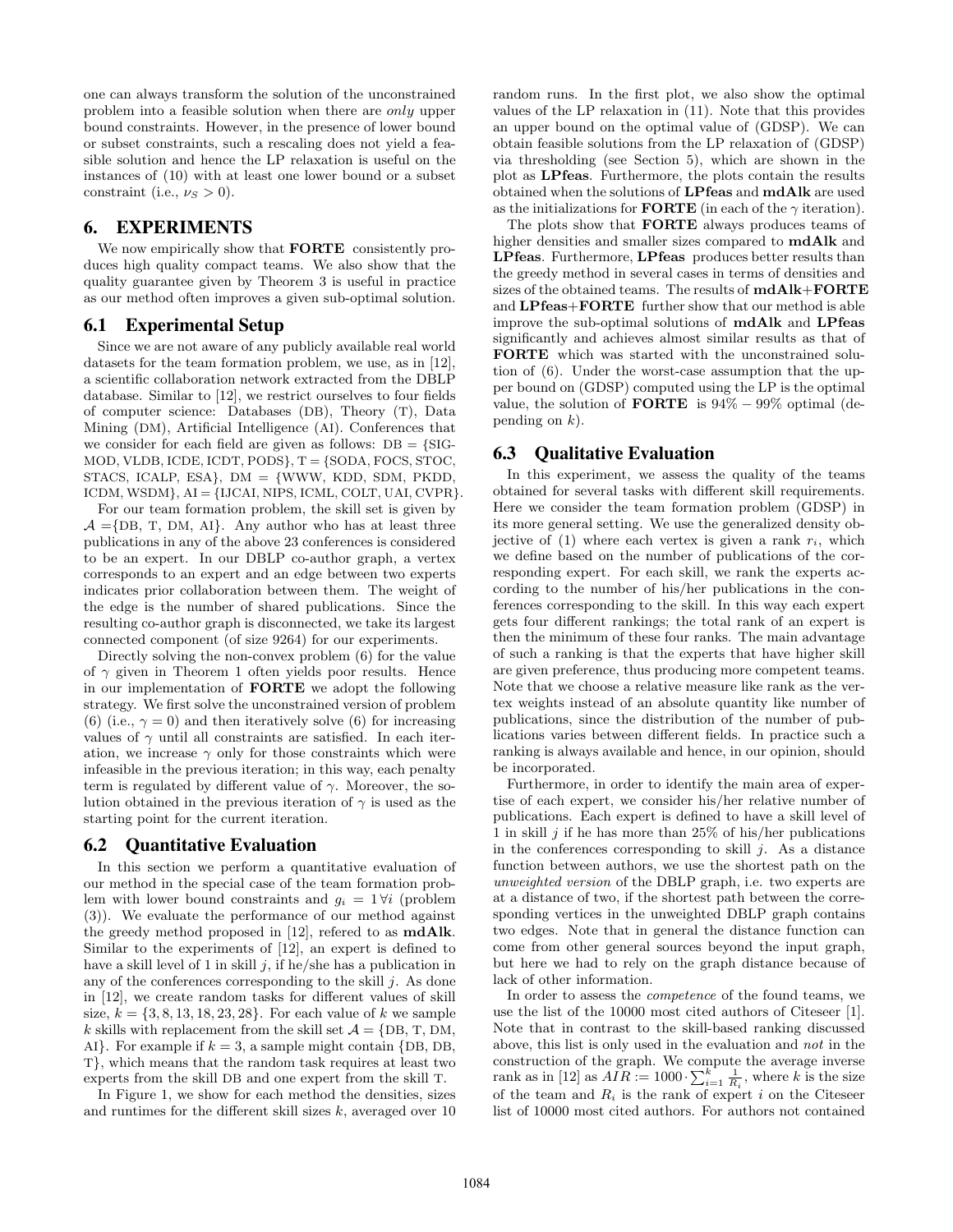one can always transform the solution of the unconstrained problem into a feasible solution when there are *only* upper bound constraints. However, in the presence of lower bound or subset constraints, such a rescaling does not yield a feasible solution and hence the LP relaxation is useful on the instances of (10) with at least one lower bound or a subset constraint (i.e., $\nu_S > 0$).

## 6. EXPERIMENTS

We now empirically show that **FORTE** consistently produces high quality compact teams. We also show that the quality guarantee given by Theorem 3 is useful in practice as our method often improves a given sub-optimal solution.

### 6.1 Experimental Setup

Since we are not aware of any publicly available real world datasets for the team formation problem, we use, as in [12], a scientific collaboration network extracted from the DBLP database. Similar to [12], we restrict ourselves to four fields of computer science: Databases (DB), Theory (T), Data Mining (DM), Artificial Intelligence (AI). Conferences that we consider for each field are given as follows: DB = {SIGMOD, VLDB, ICDE, ICDT, PODS}, T = {SODA, FOCS, STOC, STACS, ICALP, ESA}, DM = {WWW, KDD, SDM, PKDD, ICDM, WSDM}, AI = {IJCAI, NIPS, ICML, COLT, UAI, CVPR}.

For our team formation problem, the skill set is given by $\mathcal{A}$ ={DB, T, DM, AI}. Any author who has at least three publications in any of the above 23 conferences is considered to be an expert. In our DBLP co-author graph, a vertex corresponds to an expert and an edge between two experts indicates prior collaboration between them. The weight of the edge is the number of shared publications. Since the resulting co-author graph is disconnected, we take its largest connected component (of size 9264) for our experiments.

Directly solving the non-convex problem (6) for the value of $\gamma$ given in Theorem 1 often yields poor results. Hence in our implementation of **FORTE** we adopt the following strategy. We first solve the unconstrained version of problem (6) (i.e., $\gamma = 0$) and then iteratively solve (6) for increasing values of $\gamma$ until all constraints are satisfied. In each iteration, we increase $\gamma$ only for those constraints which were infeasible in the previous iteration; in this way, each penalty term is regulated by different value of $\gamma$. Moreover, the solution obtained in the previous iteration of $\gamma$ is used as the starting point for the current iteration.

### 6.2 Quantitative Evaluation

In this section we perform a quantitative evaluation of our method in the special case of the team formation problem with lower bound constraints and $g_i = 1 \,\forall i$ (problem (3)). We evaluate the performance of our method against the greedy method proposed in [12], refered to as **mdAlk**. Similar to the experiments of [12], an expert is defined to have a skill level of 1 in skill $j$, if he/she has a publication in any of the conferences corresponding to the skill $j$. As done in [12], we create random tasks for different values of skill size, $k = \{3, 8, 13, 18, 23, 28\}$. For each value of $k$ we sample $k$ skills with replacement from the skill set $\mathcal{A}$ = {DB, T, DM, AI}. For example if $k = 3$, a sample might contain {DB, DB, T}, which means that the random task requires at least two experts from the skill DB and one expert from the skill T.

In Figure 1, we show for each method the densities, sizes and runtimes for the different skill sizes $k$, averaged over 10 random runs. In the first plot, we also show the optimal values of the LP relaxation in (11). Note that this provides an upper bound on the optimal value of (GDSP). We can obtain feasible solutions from the LP relaxation of (GDSP) via thresholding (see Section 5), which are shown in the plot as **LPfeas**. Furthermore, the plots contain the results obtained when the solutions of **LPfeas** and **mdAlk** are used as the initializations for **FORTE** (in each of the $\gamma$ iteration).

The plots show that **FORTE** always produces teams of higher densities and smaller sizes compared to **mdAlk** and **LPfeas**. Furthermore, **LPfeas** produces better results than the greedy method in several cases in terms of densities and sizes of the obtained teams. The results of **mdAlk+FORTE** and **LPfeas+FORTE** further show that our method is able improve the sub-optimal solutions of **mdAlk** and **LPfeas** significantly and achieves almost similar results as that of **FORTE** which was started with the unconstrained solution of (6). Under the worst-case assumption that the upper bound on (GDSP) computed using the LP is the optimal value, the solution of **FORTE** is $94\% - 99\%$ optimal (depending on $k$).

### 6.3 Qualitative Evaluation

In this experiment, we assess the quality of the teams obtained for several tasks with different skill requirements. Here we consider the team formation problem (GDSP) in its more general setting. We use the generalized density objective of (1) where each vertex is given a rank $r_i$, which we define based on the number of publications of the corresponding expert. For each skill, we rank the experts according to the number of his/her publications in the conferences corresponding to the skill. In this way each expert gets four different rankings; the total rank of an expert is then the minimum of these four ranks. The main advantage of such a ranking is that the experts that have higher skill are given preference, thus producing more competent teams. Note that we choose a relative measure like rank as the vertex weights instead of an absolute quantity like number of publications, since the distribution of the number of publications varies between different fields. In practice such a ranking is always available and hence, in our opinion, should be incorporated.

Furthermore, in order to identify the main area of expertise of each expert, we consider his/her relative number of publications. Each expert is defined to have a skill level of 1 in skill $j$ if he has more than 25% of his/her publications in the conferences corresponding to skill $j$. As a distance function between authors, we use the shortest path on the *unweighted version* of the DBLP graph, i.e. two experts are at a distance of two, if the shortest path between the corresponding vertices in the unweighted DBLP graph contains two edges. Note that in general the distance function can come from other general sources beyond the input graph, but here we had to rely on the graph distance because of lack of other information.

In order to assess the *competence* of the found teams, we use the list of the 10000 most cited authors of Citeseer [1]. Note that in contrast to the skill-based ranking discussed above, this list is only used in the evaluation and *not* in the construction of the graph. We compute the average inverse rank as in [12] as $AIR := 1000 \cdot \sum_{i=1}^{k} \frac{1}{R_i}$, where $k$ is the size of the team and $R_i$ is the rank of expert $i$ on the Citeseer list of 10000 most cited authors. For authors not contained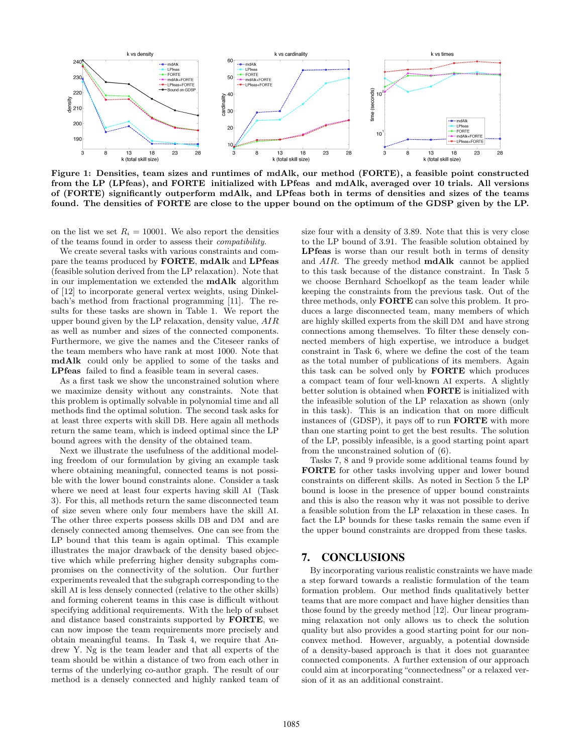k vs density

240, 230, 220, 210, 200, 190

density

3, 8, 13, 18, 23, 28

k (total skill size)

mdAlk
LPfeas
FORTE
mdAlk+FORTE
LPfeas+FORTE
Bound on GDSP

k vs cardinality

60, 50, 40, 30, 20, 10

cardinality

3, 8, 13, 18, 23, 28

k (total skill size)

mdAlk
LPfeas
FORTE
mdAlk+FORTE
LPfeas+FORTE

k vs times

$10^2$, $10^1$

time (seconds)

3, 8, 13, 18, 23, 28

k (total skill size)

mdAlk
LPfeas
FORTE
mdAlk+FORTE
LPfeas+FORTE

**Figure 1: Densities, team sizes and runtimes of mdAlk, our method (FORTE), a feasible point constructed from the LP (LPfeas), and FORTE initialized with LPfeas and mdAlk, averaged over 10 trials. All versions of (FORTE) significantly outperform mdAlk, and LPfeas both in terms of densities and sizes of the teams found. The densities of FORTE are close to the upper bound on the optimum of the GDSP given by the LP.**

on the list we set $R_i = 10001$. We also report the densities of the teams found in order to assess their *compatibility*.

We create several tasks with various constraints and compare the teams produced by **FORTE**, **mdAlk** and **LPfeas** (feasible solution derived from the LP relaxation). Note that in our implementation we extended the **mdAlk** algorithm of [12] to incorporate general vertex weights, using Dinkelbach's method from fractional programming [11]. The results for these tasks are shown in Table 1. We report the upper bound given by the LP relaxation, density value, $AIR$ as well as number and sizes of the connected components. Furthermore, we give the names and the Citeseer ranks of the team members who have rank at most 1000. Note that **mdAlk** could only be applied to some of the tasks and **LPfeas** failed to find a feasible team in several cases.

As a first task we show the unconstrained solution where we maximize density without any constraints. Note that this problem is optimally solvable in polynomial time and all methods find the optimal solution. The second task asks for at least three experts with skill DB. Here again all methods return the same team, which is indeed optimal since the LP bound agrees with the density of the obtained team.

Next we illustrate the usefulness of the additional modeling freedom of our formulation by giving an example task where obtaining meaningful, connected teams is not possible with the lower bound constraints alone. Consider a task where we need at least four experts having skill AI (Task 3). For this, all methods return the same disconnected team of size seven where only four members have the skill AI. The other three experts possess skills DB and DM and are densely connected among themselves. One can see from the LP bound that this team is again optimal. This example illustrates the major drawback of the density based objective which while preferring higher density subgraphs compromises on the connectivity of the solution. Our further experiments revealed that the subgraph corresponding to the skill AI is less densely connected (relative to the other skills) and forming coherent teams in this case is difficult without specifying additional requirements. With the help of subset and distance based constraints supported by **FORTE**, we can now impose the team requirements more precisely and obtain meaningful teams. In Task 4, we require that Andrew Y. Ng is the team leader and that all experts of the team should be within a distance of two from each other in terms of the underlying co-author graph. The result of our method is a densely connected and highly ranked team of size four with a density of 3.89. Note that this is very close to the LP bound of 3.91. The feasible solution obtained by **LPfeas** is worse than our result both in terms of density and $AIR$. The greedy method **mdAlk** cannot be applied to this task because of the distance constraint. In Task 5 we choose Bernhard Schoelkopf as the team leader while keeping the constraints from the previous task. Out of the three methods, only **FORTE** can solve this problem. It produces a large disconnected team, many members of which are highly skilled experts from the skill DM and have strong connections among themselves. To filter these densely connected members of high expertise, we introduce a budget constraint in Task 6, where we define the cost of the team as the total number of publications of its members. Again this task can be solved only by **FORTE** which produces a compact team of four well-known AI experts. A slightly better solution is obtained when **FORTE** is initialized with the infeasible solution of the LP relaxation as shown (only in this task). This is an indication that on more difficult instances of (GDSP), it pays off to run **FORTE** with more than one starting point to get the best results. The solution of the LP, possibly infeasible, is a good starting point apart from the unconstrained solution of (6).

Tasks 7, 8 and 9 provide some additional teams found by **FORTE** for other tasks involving upper and lower bound constraints on different skills. As noted in Section 5 the LP bound is loose in the presence of upper bound constraints and this is also the reason why it was not possible to derive a feasible solution from the LP relaxation in these cases. In fact the LP bounds for these tasks remain the same even if the upper bound constraints are dropped from these tasks.

## 7. CONCLUSIONS

By incorporating various realistic constraints we have made a step forward towards a realistic formulation of the team formation problem. Our method finds qualitatively better teams that are more compact and have higher densities than those found by the greedy method [12]. Our linear programming relaxation not only allows us to check the solution quality but also provides a good starting point for our non-convex method. However, arguably, a potential downside of a density-based approach is that it does not guarantee connected components. A further extension of our approach could aim at incorporating "connectedness" or a relaxed version of it as an additional constraint.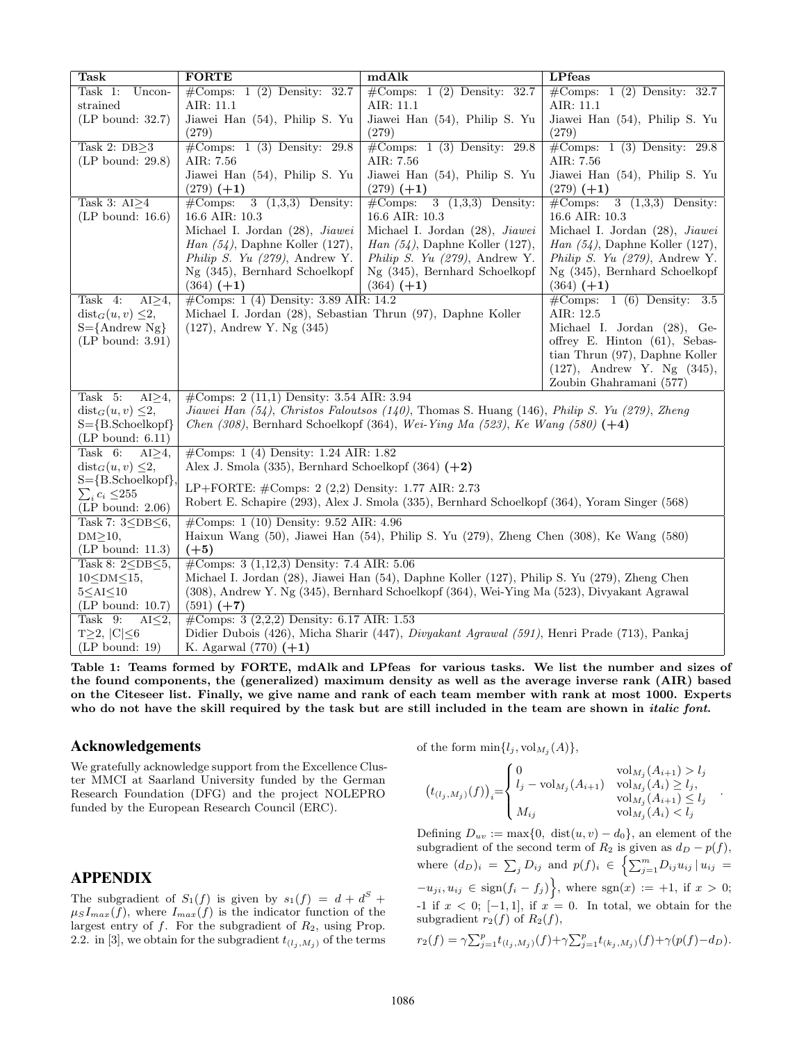| Task | FORTE | mdAlk | LPfeas |
|---|---|---|---|
| Task 1: Unconstrained (LP bound: 32.7) | #Comps: 1 (2) Density: 32.7 AIR: 11.1 Jiawei Han (54), Philip S. Yu (279) | #Comps: 1 (2) Density: 32.7 AIR: 11.1 Jiawei Han (54), Philip S. Yu (279) | #Comps: 1 (2) Density: 32.7 AIR: 11.1 Jiawei Han (54), Philip S. Yu (279) |
| Task 2: DB≥3 (LP bound: 29.8) | #Comps: 1 (3) Density: 29.8 AIR: 7.56 Jiawei Han (54), Philip S. Yu (279) **(+1)** | #Comps: 1 (3) Density: 29.8 AIR: 7.56 Jiawei Han (54), Philip S. Yu (279) **(+1)** | #Comps: 1 (3) Density: 29.8 AIR: 7.56 Jiawei Han (54), Philip S. Yu (279) **(+1)** |
| Task 3: AI≥4 (LP bound: 16.6) | #Comps: 3 (1,3,3) Density: 16.6 AIR: 10.3 Michael I. Jordan (28), *Jiawei Han (54)*, Daphne Koller (127), *Philip S. Yu (279)*, Andrew Y. Ng (345), Bernhard Schoelkopf (364) **(+1)** | #Comps: 3 (1,3,3) Density: 16.6 AIR: 10.3 Michael I. Jordan (28), *Jiawei Han (54)*, Daphne Koller (127), *Philip S. Yu (279)*, Andrew Y. Ng (345), Bernhard Schoelkopf (364) **(+1)** | #Comps: 3 (1,3,3) Density: 16.6 AIR: 10.3 Michael I. Jordan (28), *Jiawei Han (54)*, Daphne Koller (127), *Philip S. Yu (279)*, Andrew Y. Ng (345), Bernhard Schoelkopf (364) **(+1)** |
| Task 4: AI≥4, $\text{dist}_G(u,v) \leq 2$, S={Andrew Ng} (LP bound: 3.91) | #Comps: 1 (4) Density: 3.89 AIR: 14.2 Michael I. Jordan (28), Sebastian Thrun (97), Daphne Koller (127), Andrew Y. Ng (345) | | #Comps: 1 (6) Density: 3.5 AIR: 12.5 Michael I. Jordan (28), Geoffrey E. Hinton (61), Sebastian Thrun (97), Daphne Koller (127), Andrew Y. Ng (345), Zoubin Ghahramani (577) |
| Task 5: AI≥4, $\text{dist}_G(u,v) \leq 2$, S={B.Schoelkopf} (LP bound: 6.11) | #Comps: 2 (11,1) Density: 3.54 AIR: 3.94 *Jiawei Han (54)*, *Christos Faloutsos (140)*, Thomas S. Huang (146), *Philip S. Yu (279)*, *Zheng Chen (308)*, Bernhard Schoelkopf (364), *Wei-Ying Ma (523)*, *Ke Wang (580)* **(+4)** | | |
| Task 6: AI≥4, $\text{dist}_G(u,v) \leq 2$, S={B.Schoelkopf}, $\sum_i c_i \leq 255$ (LP bound: 2.06) | #Comps: 1 (4) Density: 1.24 AIR: 1.82 Alex J. Smola (335), Bernhard Schoelkopf (364) **(+2)** LP+FORTE: #Comps: 2 (2,2) Density: 1.77 AIR: 2.73 Robert E. Schapire (293), Alex J. Smola (335), Bernhard Schoelkopf (364), Yoram Singer (568) | | |
| Task 7: 3≤DB≤6, DM≥10, (LP bound: 11.3) | #Comps: 1 (10) Density: 9.52 AIR: 4.96 Haixun Wang (50), Jiawei Han (54), Philip S. Yu (279), Zheng Chen (308), Ke Wang (580) **(+5)** | | |
| Task 8: 2≤DB≤5, 10≤DM≤15, 5≤AI≤10 (LP bound: 10.7) | #Comps: 3 (1,12,3) Density: 7.4 AIR: 5.06 Michael I. Jordan (28), Jiawei Han (54), Daphne Koller (127), Philip S. Yu (279), Zheng Chen (308), Andrew Y. Ng (345), Bernhard Schoelkopf (364), Wei-Ying Ma (523), Divyakant Agrawal (591) **(+7)** | | |
| Task 9: AI≤2, T≥2, $\lvert C\rvert \leq 6$ (LP bound: 19) | #Comps: 3 (2,2,2) Density: 6.17 AIR: 1.53 Didier Dubois (426), Micha Sharir (447), *Divyakant Agrawal (591)*, Henri Prade (713), Pankaj K. Agarwal (770) **(+1)** | | |

**Table 1: Teams formed by FORTE, mdAlk and LPfeas for various tasks. We list the number and sizes of the found components, the (generalized) maximum density as well as the average inverse rank (AIR) based on the Citeseer list. Finally, we give name and rank of each team member with rank at most 1000. Experts who do not have the skill required by the task but are still included in the team are shown in *italic font*.**

## Acknowledgements

We gratefully acknowledge support from the Excellence Cluster MMCI at Saarland University funded by the German Research Foundation (DFG) and the project NOLEPRO funded by the European Research Council (ERC).

## APPENDIX

The subgradient of $S_1(f)$ is given by $s_1(f) = d + d^S + \mu_S I_{max}(f)$, where $I_{max}(f)$ is the indicator function of the largest entry of $f$. For the subgradient of $R_2$, using Prop. 2.2. in [3], we obtain for the subgradient $t_{(l_j,M_j)}$ of the terms of the form $\min\{l_j, \text{vol}_{M_j}(A)\}$,

$$\left(t_{(l_j,M_j)}(f)\right)_i = \begin{cases} 0 & \text{vol}_{M_j}(A_{i+1}) > l_j \\ l_j - \text{vol}_{M_j}(A_{i+1}) & \text{vol}_{M_j}(A_i) \geq l_j, \\ & \text{vol}_{M_j}(A_{i+1}) \leq l_j \\ M_{ij} & \text{vol}_{M_j}(A_i) < l_j \end{cases}.$$

Defining $D_{uv} := \max\{0,\ \text{dist}(u,v) - d_0\}$, an element of the subgradient of the second term of $R_2$ is given as $d_D - p(f)$, where $(d_D)_i = \sum_j D_{ij}$ and $p(f)_i \in \left\{\sum_{j=1}^m D_{ij} u_{ij} \,|\, u_{ij} = -u_{ji}, u_{ij} \in \text{sign}(f_i - f_j)\right\}$, where $\text{sgn}(x) := +1$, if $x > 0$; -1 if $x < 0$; $[-1, 1]$, if $x = 0$. In total, we obtain for the subgradient $r_2(f)$ of $R_2(f)$,

$$r_2(f) = \gamma \sum_{j=1}^p t_{(l_j,M_j)}(f) + \gamma \sum_{j=1}^p t_{(k_j,M_j)}(f) + \gamma(p(f) - d_D).$$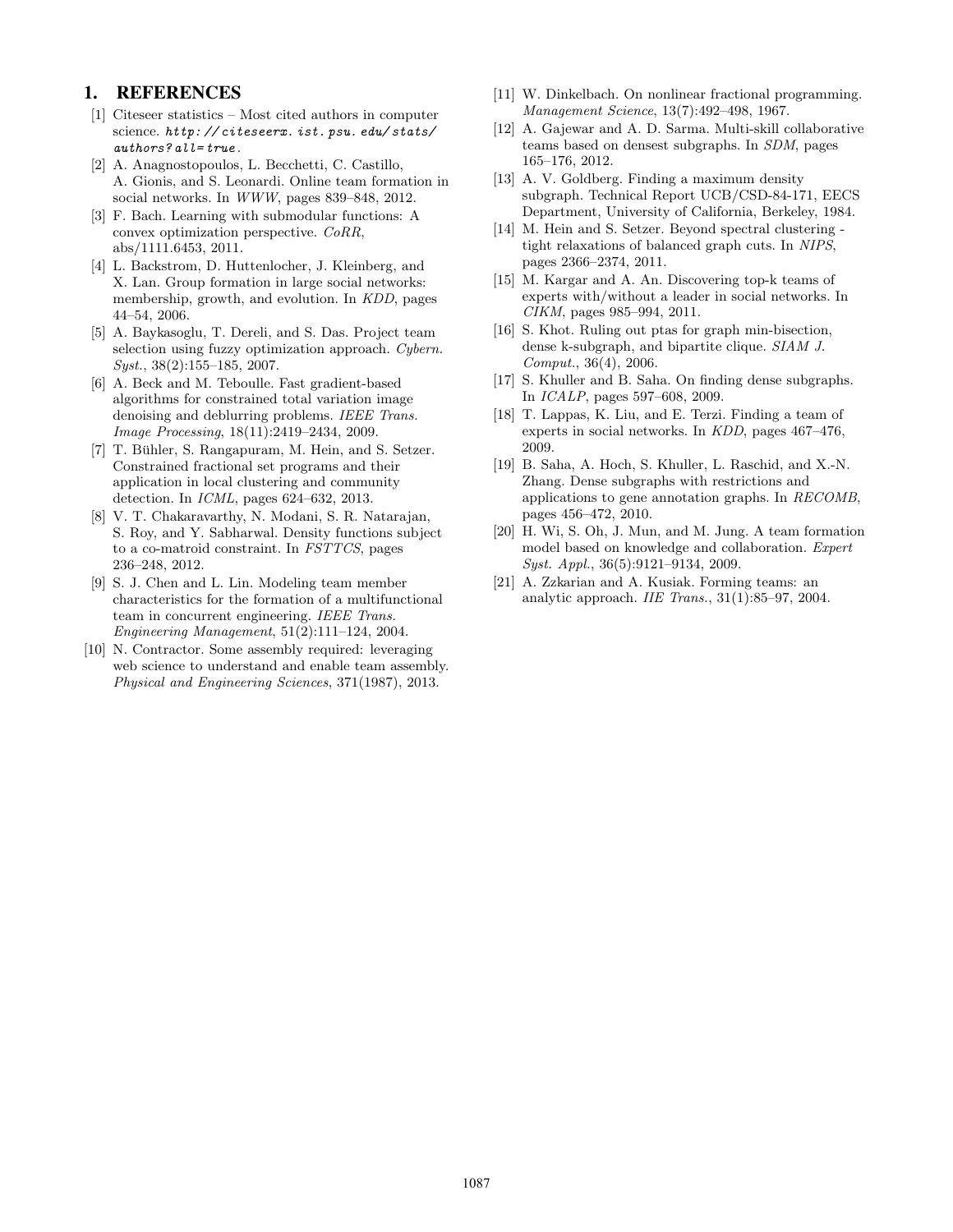# 1. REFERENCES

[1] Citeseer statistics – Most cited authors in computer science. *http://citeseerx.ist.psu.edu/stats/authors?all=true*.

[2] A. Anagnostopoulos, L. Becchetti, C. Castillo, A. Gionis, and S. Leonardi. Online team formation in social networks. In *WWW*, pages 839–848, 2012.

[3] F. Bach. Learning with submodular functions: A convex optimization perspective. *CoRR*, abs/1111.6453, 2011.

[4] L. Backstrom, D. Huttenlocher, J. Kleinberg, and X. Lan. Group formation in large social networks: membership, growth, and evolution. In *KDD*, pages 44–54, 2006.

[5] A. Baykasoglu, T. Dereli, and S. Das. Project team selection using fuzzy optimization approach. *Cybern. Syst.*, 38(2):155–185, 2007.

[6] A. Beck and M. Teboulle. Fast gradient-based algorithms for constrained total variation image denoising and deblurring problems. *IEEE Trans. Image Processing*, 18(11):2419–2434, 2009.

[7] T. Bühler, S. Rangapuram, M. Hein, and S. Setzer. Constrained fractional set programs and their application in local clustering and community detection. In *ICML*, pages 624–632, 2013.

[8] V. T. Chakaravarthy, N. Modani, S. R. Natarajan, S. Roy, and Y. Sabharwal. Density functions subject to a co-matroid constraint. In *FSTTCS*, pages 236–248, 2012.

[9] S. J. Chen and L. Lin. Modeling team member characteristics for the formation of a multifunctional team in concurrent engineering. *IEEE Trans. Engineering Management*, 51(2):111–124, 2004.

[10] N. Contractor. Some assembly required: leveraging web science to understand and enable team assembly. *Physical and Engineering Sciences*, 371(1987), 2013.

[11] W. Dinkelbach. On nonlinear fractional programming. *Management Science*, 13(7):492–498, 1967.

[12] A. Gajewar and A. D. Sarma. Multi-skill collaborative teams based on densest subgraphs. In *SDM*, pages 165–176, 2012.

[13] A. V. Goldberg. Finding a maximum density subgraph. Technical Report UCB/CSD-84-171, EECS Department, University of California, Berkeley, 1984.

[14] M. Hein and S. Setzer. Beyond spectral clustering - tight relaxations of balanced graph cuts. In *NIPS*, pages 2366–2374, 2011.

[15] M. Kargar and A. An. Discovering top-k teams of experts with/without a leader in social networks. In *CIKM*, pages 985–994, 2011.

[16] S. Khot. Ruling out ptas for graph min-bisection, dense k-subgraph, and bipartite clique. *SIAM J. Comput.*, 36(4), 2006.

[17] S. Khuller and B. Saha. On finding dense subgraphs. In *ICALP*, pages 597–608, 2009.

[18] T. Lappas, K. Liu, and E. Terzi. Finding a team of experts in social networks. In *KDD*, pages 467–476, 2009.

[19] B. Saha, A. Hoch, S. Khuller, L. Raschid, and X.-N. Zhang. Dense subgraphs with restrictions and applications to gene annotation graphs. In *RECOMB*, pages 456–472, 2010.

[20] H. Wi, S. Oh, J. Mun, and M. Jung. A team formation model based on knowledge and collaboration. *Expert Syst. Appl.*, 36(5):9121–9134, 2009.

[21] A. Zzkarian and A. Kusiak. Forming teams: an analytic approach. *IIE Trans.*, 31(1):85–97, 2004.